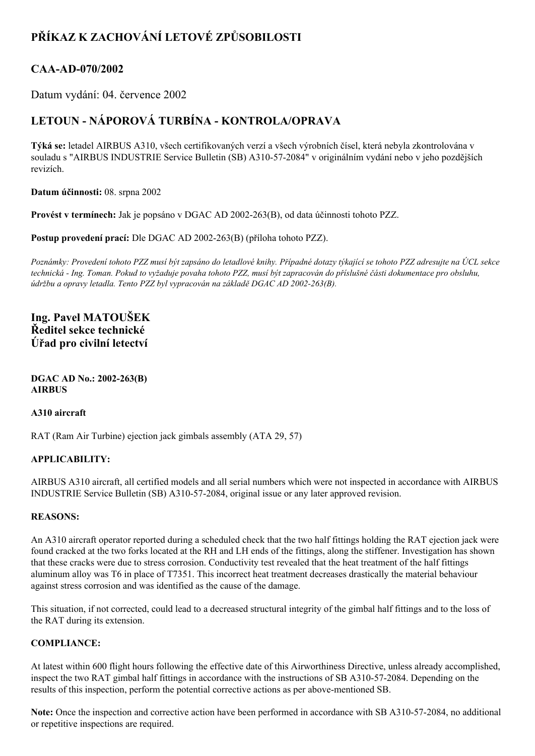# PŘÍKAZ K ZACHOVÁNÍ LETOVÉ ZPŮSOBILOSTI

## CAA-AD-070/2002

Datum vydání: 04. července 2002

## LETOUN - NÁPOROVÁ TURBÍNA - KONTROLA/OPRAVA

**Týká se:** letadel AIRBUS A310, všech certifikovaných verzí a všech výrobních čísel, která nebyla zkontrolována v souladu s "AIRBUS INDUSTRIE Service Bulletin (SB) A310-57-2084" v originálním vydání nebo v jeho pozdějších revizích.

**Datum účinnosti:** 08. srpna 2002

**Provést v termínech:** Jak je popsáno v DGAC AD 2002-263(B), od data účinnosti tohoto PZZ.

**Postup provedení prací:** Dle DGAC AD 2002-263(B) (příloha tohoto PZZ).

*Poznámky: Provedení tohoto PZZ musí být zapsáno do letadlové knihy. Případné dotazy týkající se tohoto PZZ adresujte na ÚCL sekce technická - Ing. Toman. Pokud to vyžaduje povaha tohoto PZZ, musí být zapracován do příslušné části dokumentace pro obsluhu, údržbu a opravy letadla. Tento PZZ byl vypracován na základě DGAC AD 2002-263(B).*

**Ing. Pavel MATOUŠEK**
**Ředitel sekce technické**
**Úřad pro civilní letectví**

**DGAC AD No.: 2002-263(B)**
**AIRBUS**

**A310 aircraft**

RAT (Ram Air Turbine) ejection jack gimbals assembly (ATA 29, 57)

**APPLICABILITY:**

AIRBUS A310 aircraft, all certified models and all serial numbers which were not inspected in accordance with AIRBUS INDUSTRIE Service Bulletin (SB) A310-57-2084, original issue or any later approved revision.

**REASONS:**

An A310 aircraft operator reported during a scheduled check that the two half fittings holding the RAT ejection jack were found cracked at the two forks located at the RH and LH ends of the fittings, along the stiffener. Investigation has shown that these cracks were due to stress corrosion. Conductivity test revealed that the heat treatment of the half fittings aluminum alloy was T6 in place of T7351. This incorrect heat treatment decreases drastically the material behaviour against stress corrosion and was identified as the cause of the damage.

This situation, if not corrected, could lead to a decreased structural integrity of the gimbal half fittings and to the loss of the RAT during its extension.

**COMPLIANCE:**

At latest within 600 flight hours following the effective date of this Airworthiness Directive, unless already accomplished, inspect the two RAT gimbal half fittings in accordance with the instructions of SB A310-57-2084. Depending on the results of this inspection, perform the potential corrective actions as per above-mentioned SB.

**Note:** Once the inspection and corrective action have been performed in accordance with SB A310-57-2084, no additional or repetitive inspections are required.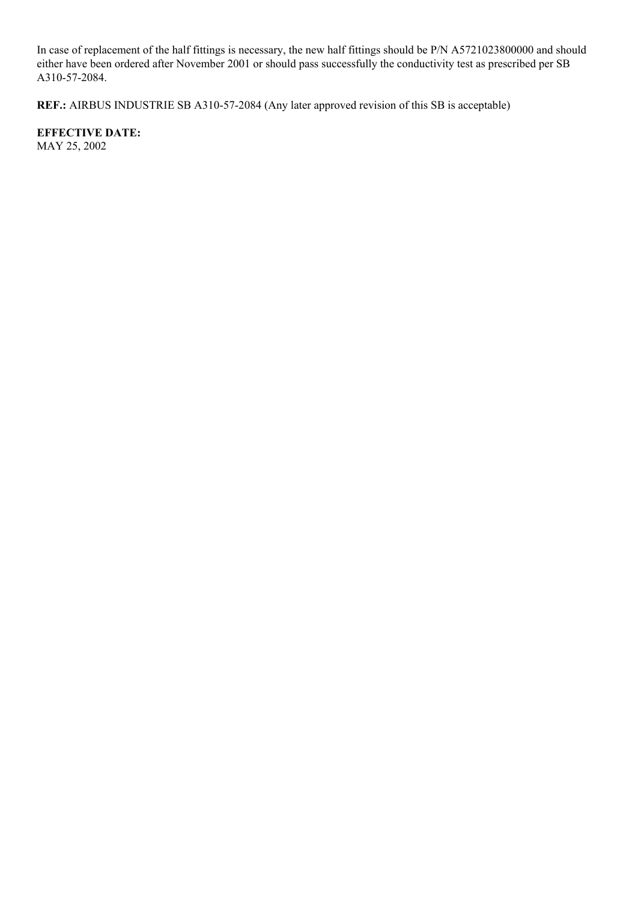In case of replacement of the half fittings is necessary, the new half fittings should be P/N A5721023800000 and should either have been ordered after November 2001 or should pass successfully the conductivity test as prescribed per SB A310-57-2084.

**REF.:** AIRBUS INDUSTRIE SB A310-57-2084 (Any later approved revision of this SB is acceptable)

**EFFECTIVE DATE:**
MAY 25, 2002